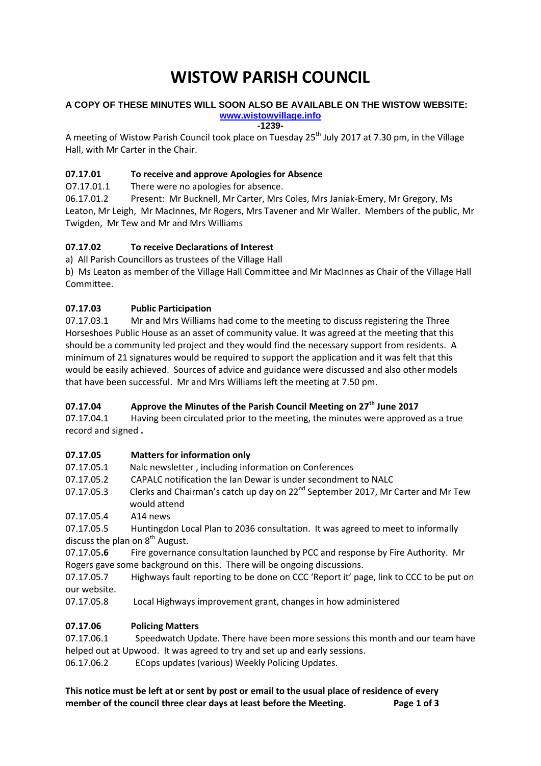# WISTOW PARISH COUNCIL

**A COPY OF THESE MINUTES WILL SOON ALSO BE AVAILABLE ON THE WISTOW WEBSITE:**
**www.wistowvillage.info**

**-1239-**

A meeting of Wistow Parish Council took place on Tuesday 25th July 2017 at 7.30 pm, in the Village Hall, with Mr Carter in the Chair.

**07.17.01 To receive and approve Apologies for Absence**

O7.17.01.1 There were no apologies for absence.

06.17.01.2 Present: Mr Bucknell, Mr Carter, Mrs Coles, Mrs Janiak-Emery, Mr Gregory, Ms Leaton, Mr Leigh, Mr MacInnes, Mr Rogers, Mrs Tavener and Mr Waller. Members of the public, Mr Twigden, Mr Tew and Mr and Mrs Williams

**07.17.02 To receive Declarations of Interest**

a) All Parish Councillors as trustees of the Village Hall

b) Ms Leaton as member of the Village Hall Committee and Mr MacInnes as Chair of the Village Hall Committee.

**07.17.03 Public Participation**

07.17.03.1 Mr and Mrs Williams had come to the meeting to discuss registering the Three Horseshoes Public House as an asset of community value. It was agreed at the meeting that this should be a community led project and they would find the necessary support from residents. A minimum of 21 signatures would be required to support the application and it was felt that this would be easily achieved. Sources of advice and guidance were discussed and also other models that have been successful. Mr and Mrs Williams left the meeting at 7.50 pm.

**07.17.04 Approve the Minutes of the Parish Council Meeting on 27th June 2017**

07.17.04.1 Having been circulated prior to the meeting, the minutes were approved as a true record and signed **.**

**07.17.05 Matters for information only**

07.17.05.1 Nalc newsletter , including information on Conferences

07.17.05.2 CAPALC notification the Ian Dewar is under secondment to NALC

07.17.05.3 Clerks and Chairman's catch up day on 22nd September 2017, Mr Carter and Mr Tew would attend

07.17.05.4 A14 news

07.17.05.5 Huntingdon Local Plan to 2036 consultation. It was agreed to meet to informally discuss the plan on 8th August.

07.17.05**.6** Fire governance consultation launched by PCC and response by Fire Authority. Mr Rogers gave some background on this. There will be ongoing discussions.

07.17.05.7 Highways fault reporting to be done on CCC 'Report it' page, link to CCC to be put on our website.

07.17.05.8 Local Highways improvement grant, changes in how administered

**07.17.06 Policing Matters**

07.17.06.1 Speedwatch Update. There have been more sessions this month and our team have helped out at Upwood. It was agreed to try and set up and early sessions.

06.17.06.2 ECops updates (various) Weekly Policing Updates.

**This notice must be left at or sent by post or email to the usual place of residence of every member of the council three clear days at least before the Meeting.**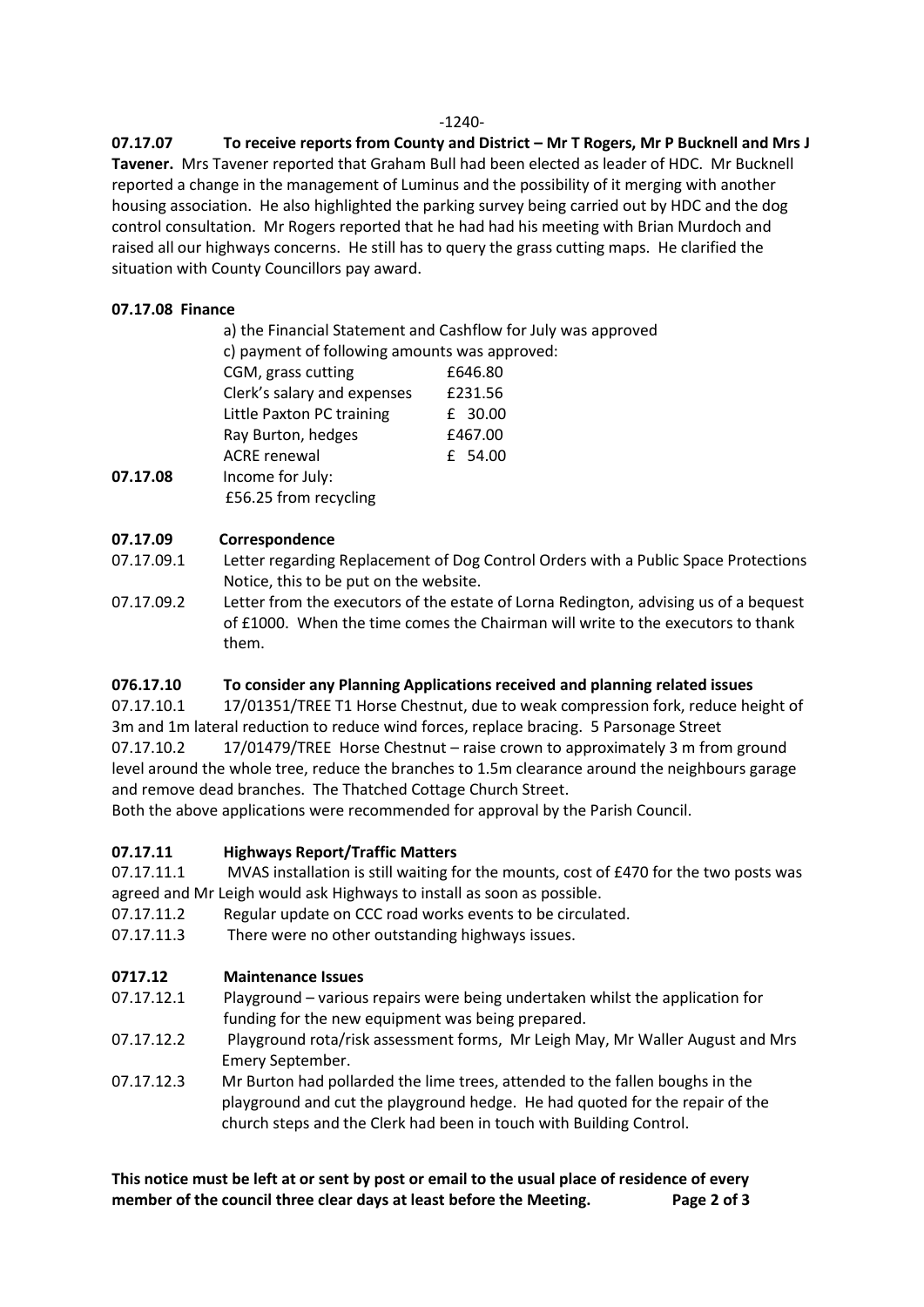**07.17.07 To receive reports from County and District – Mr T Rogers, Mr P Bucknell and Mrs J Tavener.** Mrs Tavener reported that Graham Bull had been elected as leader of HDC. Mr Bucknell reported a change in the management of Luminus and the possibility of it merging with another housing association. He also highlighted the parking survey being carried out by HDC and the dog control consultation. Mr Rogers reported that he had had his meeting with Brian Murdoch and raised all our highways concerns. He still has to query the grass cutting maps. He clarified the situation with County Councillors pay award.

**07.17.08 Finance**

a) the Financial Statement and Cashflow for July was approved

c) payment of following amounts was approved:

| | |
|---|---|
| CGM, grass cutting | £646.80 |
| Clerk's salary and expenses | £231.56 |
| Little Paxton PC training | £ 30.00 |
| Ray Burton, hedges | £467.00 |
| ACRE renewal | £ 54.00 |

**07.17.08** Income for July:
£56.25 from recycling

**07.17.09 Correspondence**

07.17.09.1 Letter regarding Replacement of Dog Control Orders with a Public Space Protections Notice, this to be put on the website.

07.17.09.2 Letter from the executors of the estate of Lorna Redington, advising us of a bequest of £1000. When the time comes the Chairman will write to the executors to thank them.

**076.17.10 To consider any Planning Applications received and planning related issues**

07.17.10.1 17/01351/TREE T1 Horse Chestnut, due to weak compression fork, reduce height of 3m and 1m lateral reduction to reduce wind forces, replace bracing. 5 Parsonage Street

07.17.10.2 17/01479/TREE Horse Chestnut – raise crown to approximately 3 m from ground level around the whole tree, reduce the branches to 1.5m clearance around the neighbours garage and remove dead branches. The Thatched Cottage Church Street.

Both the above applications were recommended for approval by the Parish Council.

**07.17.11 Highways Report/Traffic Matters**

07.17.11.1 MVAS installation is still waiting for the mounts, cost of £470 for the two posts was agreed and Mr Leigh would ask Highways to install as soon as possible.

07.17.11.2 Regular update on CCC road works events to be circulated.

07.17.11.3 There were no other outstanding highways issues.

**0717.12 Maintenance Issues**

07.17.12.1 Playground – various repairs were being undertaken whilst the application for funding for the new equipment was being prepared.

07.17.12.2 Playground rota/risk assessment forms, Mr Leigh May, Mr Waller August and Mrs Emery September.

07.17.12.3 Mr Burton had pollarded the lime trees, attended to the fallen boughs in the playground and cut the playground hedge. He had quoted for the repair of the church steps and the Clerk had been in touch with Building Control.

**This notice must be left at or sent by post or email to the usual place of residence of every member of the council three clear days at least before the Meeting.**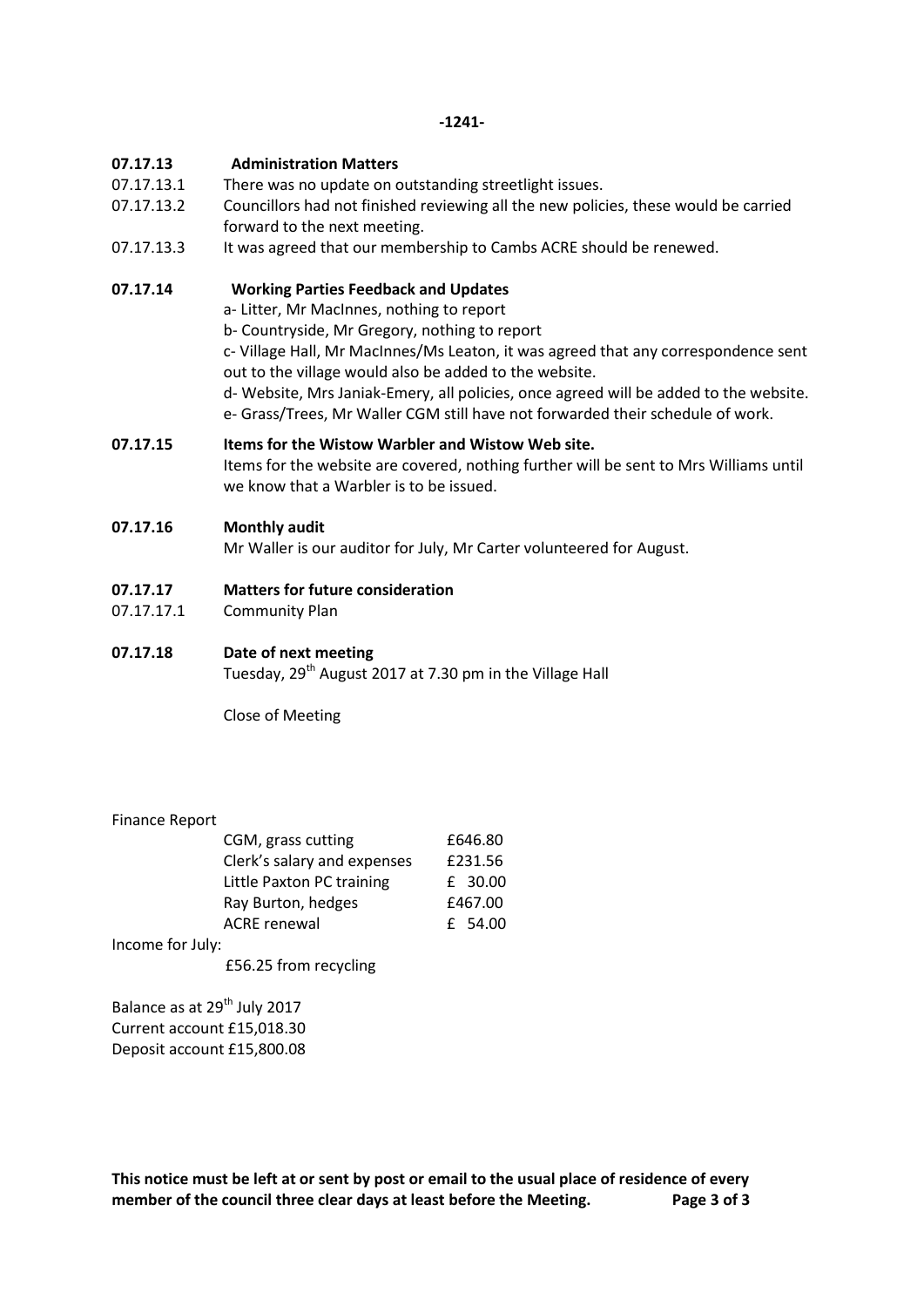-1241-

**07.17.13 Administration Matters**

07.17.13.1 There was no update on outstanding streetlight issues.

07.17.13.2 Councillors had not finished reviewing all the new policies, these would be carried forward to the next meeting.

07.17.13.3 It was agreed that our membership to Cambs ACRE should be renewed.

**07.17.14 Working Parties Feedback and Updates**

a- Litter, Mr MacInnes, nothing to report

b- Countryside, Mr Gregory, nothing to report

c- Village Hall, Mr MacInnes/Ms Leaton, it was agreed that any correspondence sent out to the village would also be added to the website.

d- Website, Mrs Janiak-Emery, all policies, once agreed will be added to the website.

e- Grass/Trees, Mr Waller CGM still have not forwarded their schedule of work.

**07.17.15 Items for the Wistow Warbler and Wistow Web site.**

Items for the website are covered, nothing further will be sent to Mrs Williams until we know that a Warbler is to be issued.

**07.17.16 Monthly audit**

Mr Waller is our auditor for July, Mr Carter volunteered for August.

**07.17.17 Matters for future consideration**

07.17.17.1 Community Plan

**07.17.18 Date of next meeting**

Tuesday, 29th August 2017 at 7.30 pm in the Village Hall

Close of Meeting

Finance Report

| | |
|---|---|
| CGM, grass cutting | £646.80 |
| Clerk's salary and expenses | £231.56 |
| Little Paxton PC training | £ 30.00 |
| Ray Burton, hedges | £467.00 |
| ACRE renewal | £ 54.00 |

Income for July:

£56.25 from recycling

Balance as at 29th July 2017

Current account £15,018.30

Deposit account £15,800.08

**This notice must be left at or sent by post or email to the usual place of residence of every member of the council three clear days at least before the Meeting.**